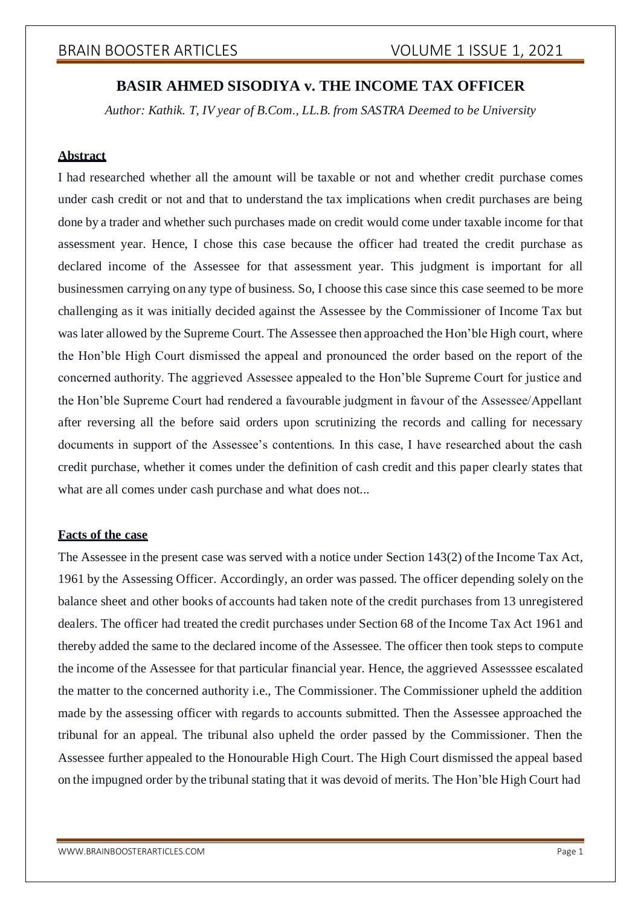# BASIR AHMED SISODIYA v. THE INCOME TAX OFFICER

*Author: Kathik. T, IV year of B.Com., LL.B. from SASTRA Deemed to be University*

## Abstract

I had researched whether all the amount will be taxable or not and whether credit purchase comes under cash credit or not and that to understand the tax implications when credit purchases are being done by a trader and whether such purchases made on credit would come under taxable income for that assessment year. Hence, I chose this case because the officer had treated the credit purchase as declared income of the Assessee for that assessment year. This judgment is important for all businessmen carrying on any type of business. So, I choose this case since this case seemed to be more challenging as it was initially decided against the Assessee by the Commissioner of Income Tax but was later allowed by the Supreme Court. The Assessee then approached the Hon'ble High court, where the Hon'ble High Court dismissed the appeal and pronounced the order based on the report of the concerned authority. The aggrieved Assessee appealed to the Hon'ble Supreme Court for justice and the Hon'ble Supreme Court had rendered a favourable judgment in favour of the Assessee/Appellant after reversing all the before said orders upon scrutinizing the records and calling for necessary documents in support of the Assessee's contentions. In this case, I have researched about the cash credit purchase, whether it comes under the definition of cash credit and this paper clearly states that what are all comes under cash purchase and what does not...

## Facts of the case

The Assessee in the present case was served with a notice under Section 143(2) of the Income Tax Act, 1961 by the Assessing Officer. Accordingly, an order was passed. The officer depending solely on the balance sheet and other books of accounts had taken note of the credit purchases from 13 unregistered dealers. The officer had treated the credit purchases under Section 68 of the Income Tax Act 1961 and thereby added the same to the declared income of the Assessee. The officer then took steps to compute the income of the Assessee for that particular financial year. Hence, the aggrieved Assesssee escalated the matter to the concerned authority i.e., The Commissioner. The Commissioner upheld the addition made by the assessing officer with regards to accounts submitted. Then the Assessee approached the tribunal for an appeal. The tribunal also upheld the order passed by the Commissioner. Then the Assessee further appealed to the Honourable High Court. The High Court dismissed the appeal based on the impugned order by the tribunal stating that it was devoid of merits. The Hon'ble High Court had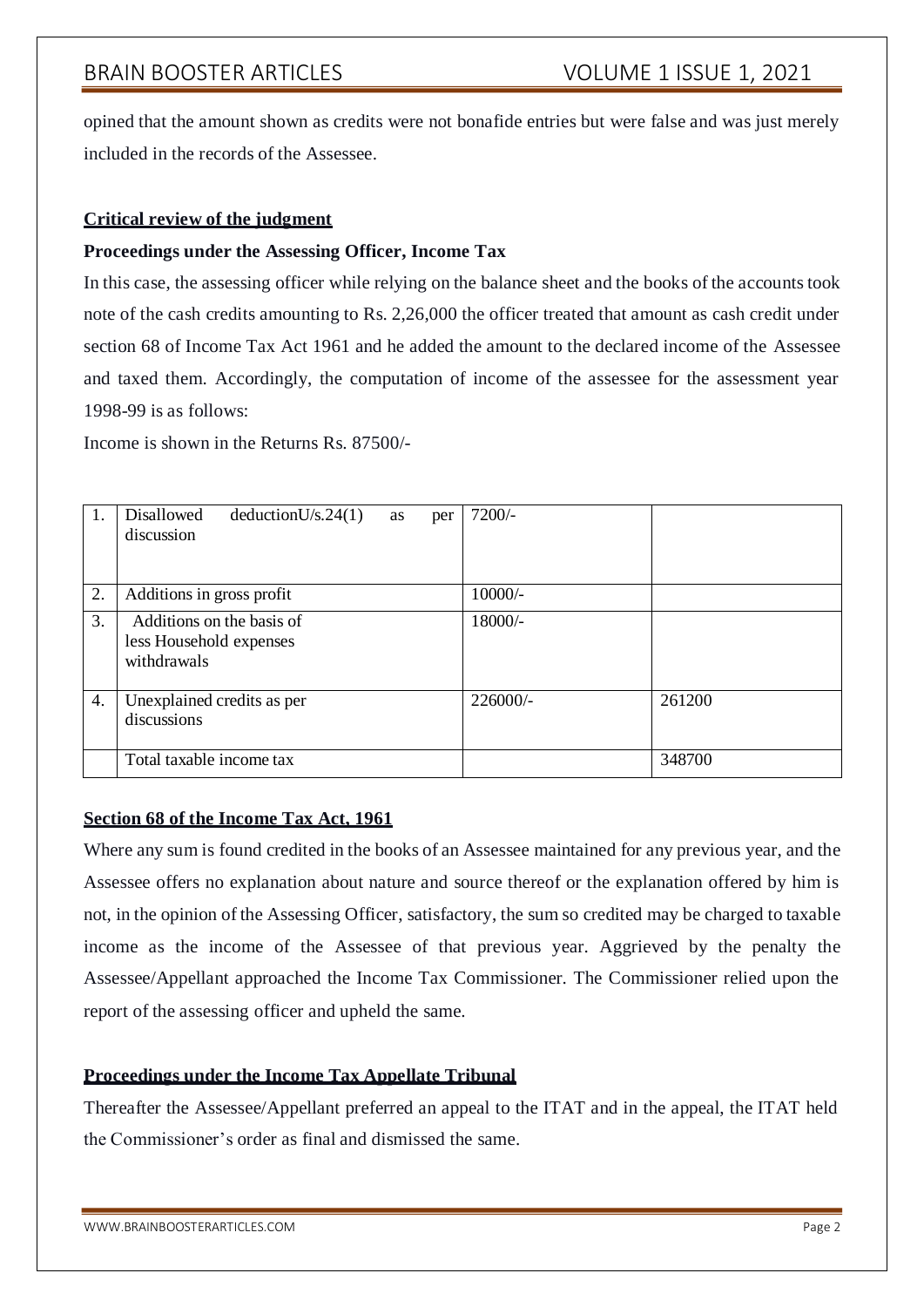opined that the amount shown as credits were not bonafide entries but were false and was just merely included in the records of the Assessee.

**Critical review of the judgment**

**Proceedings under the Assessing Officer, Income Tax**

In this case, the assessing officer while relying on the balance sheet and the books of the accounts took note of the cash credits amounting to Rs. 2,26,000 the officer treated that amount as cash credit under section 68 of Income Tax Act 1961 and he added the amount to the declared income of the Assessee and taxed them. Accordingly, the computation of income of the assessee for the assessment year 1998-99 is as follows:

Income is shown in the Returns Rs. 87500/-

| | | | |
|---|---|---|---|
| 1. | Disallowed deductionU/s.24(1) as per discussion | 7200/- | |
| 2. | Additions in gross profit | 10000/- | |
| 3. | Additions on the basis of less Household expenses withdrawals | 18000/- | |
| 4. | Unexplained credits as per discussions | 226000/- | 261200 |
| | Total taxable income tax | | 348700 |

**Section 68 of the Income Tax Act, 1961**

Where any sum is found credited in the books of an Assessee maintained for any previous year, and the Assessee offers no explanation about nature and source thereof or the explanation offered by him is not, in the opinion of the Assessing Officer, satisfactory, the sum so credited may be charged to taxable income as the income of the Assessee of that previous year. Aggrieved by the penalty the Assessee/Appellant approached the Income Tax Commissioner. The Commissioner relied upon the report of the assessing officer and upheld the same.

**Proceedings under the Income Tax Appellate Tribunal**

Thereafter the Assessee/Appellant preferred an appeal to the ITAT and in the appeal, the ITAT held the Commissioner's order as final and dismissed the same.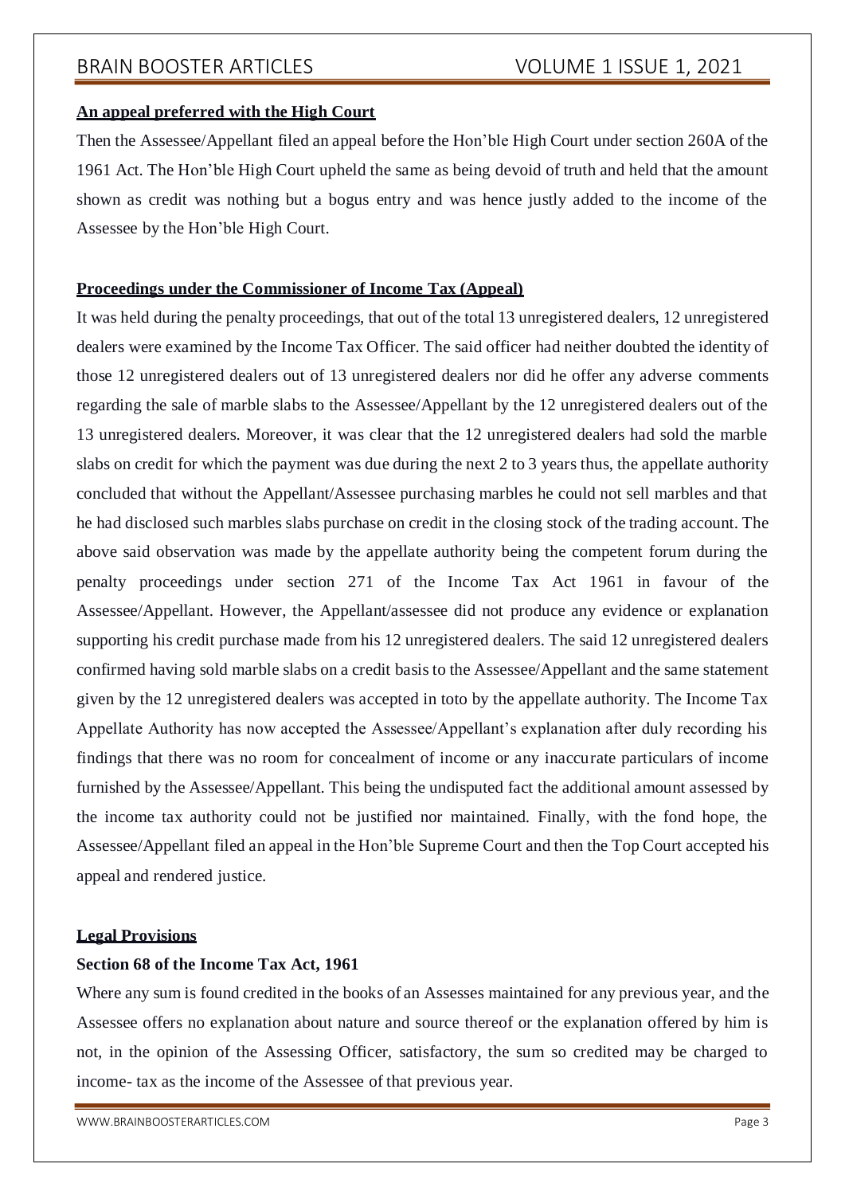**An appeal preferred with the High Court**

Then the Assessee/Appellant filed an appeal before the Hon'ble High Court under section 260A of the 1961 Act. The Hon'ble High Court upheld the same as being devoid of truth and held that the amount shown as credit was nothing but a bogus entry and was hence justly added to the income of the Assessee by the Hon'ble High Court.

**Proceedings under the Commissioner of Income Tax (Appeal)**

It was held during the penalty proceedings, that out of the total 13 unregistered dealers, 12 unregistered dealers were examined by the Income Tax Officer. The said officer had neither doubted the identity of those 12 unregistered dealers out of 13 unregistered dealers nor did he offer any adverse comments regarding the sale of marble slabs to the Assessee/Appellant by the 12 unregistered dealers out of the 13 unregistered dealers. Moreover, it was clear that the 12 unregistered dealers had sold the marble slabs on credit for which the payment was due during the next 2 to 3 years thus, the appellate authority concluded that without the Appellant/Assessee purchasing marbles he could not sell marbles and that he had disclosed such marbles slabs purchase on credit in the closing stock of the trading account. The above said observation was made by the appellate authority being the competent forum during the penalty proceedings under section 271 of the Income Tax Act 1961 in favour of the Assessee/Appellant. However, the Appellant/assessee did not produce any evidence or explanation supporting his credit purchase made from his 12 unregistered dealers. The said 12 unregistered dealers confirmed having sold marble slabs on a credit basis to the Assessee/Appellant and the same statement given by the 12 unregistered dealers was accepted in toto by the appellate authority. The Income Tax Appellate Authority has now accepted the Assessee/Appellant's explanation after duly recording his findings that there was no room for concealment of income or any inaccurate particulars of income furnished by the Assessee/Appellant. This being the undisputed fact the additional amount assessed by the income tax authority could not be justified nor maintained. Finally, with the fond hope, the Assessee/Appellant filed an appeal in the Hon'ble Supreme Court and then the Top Court accepted his appeal and rendered justice.

**Legal Provisions**

**Section 68 of the Income Tax Act, 1961**

Where any sum is found credited in the books of an Assesses maintained for any previous year, and the Assessee offers no explanation about nature and source thereof or the explanation offered by him is not, in the opinion of the Assessing Officer, satisfactory, the sum so credited may be charged to income- tax as the income of the Assessee of that previous year.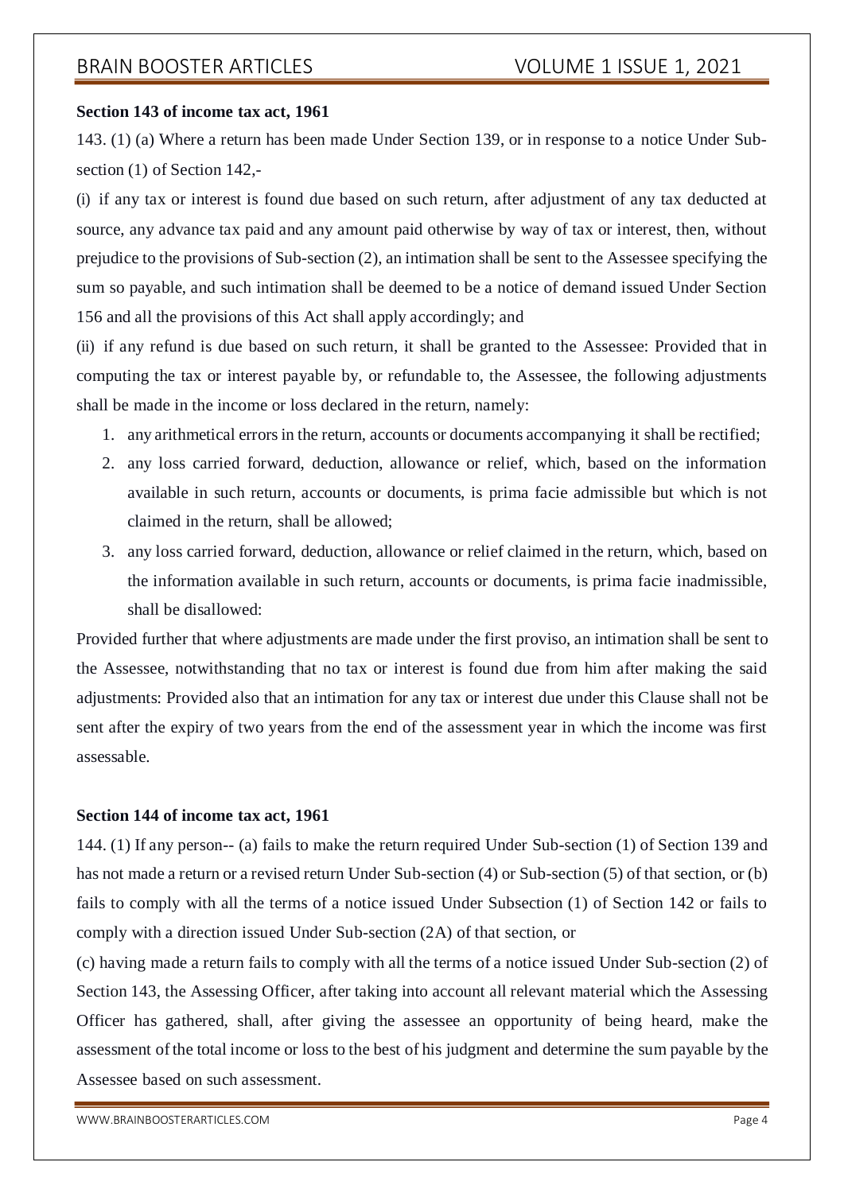**Section 143 of income tax act, 1961**

143. (1) (a) Where a return has been made Under Section 139, or in response to a notice Under Sub-section (1) of Section 142,-

(i) if any tax or interest is found due based on such return, after adjustment of any tax deducted at source, any advance tax paid and any amount paid otherwise by way of tax or interest, then, without prejudice to the provisions of Sub-section (2), an intimation shall be sent to the Assessee specifying the sum so payable, and such intimation shall be deemed to be a notice of demand issued Under Section 156 and all the provisions of this Act shall apply accordingly; and

(ii) if any refund is due based on such return, it shall be granted to the Assessee: Provided that in computing the tax or interest payable by, or refundable to, the Assessee, the following adjustments shall be made in the income or loss declared in the return, namely:

1. any arithmetical errors in the return, accounts or documents accompanying it shall be rectified;
2. any loss carried forward, deduction, allowance or relief, which, based on the information available in such return, accounts or documents, is prima facie admissible but which is not claimed in the return, shall be allowed;
3. any loss carried forward, deduction, allowance or relief claimed in the return, which, based on the information available in such return, accounts or documents, is prima facie inadmissible, shall be disallowed:

Provided further that where adjustments are made under the first proviso, an intimation shall be sent to the Assessee, notwithstanding that no tax or interest is found due from him after making the said adjustments: Provided also that an intimation for any tax or interest due under this Clause shall not be sent after the expiry of two years from the end of the assessment year in which the income was first assessable.

**Section 144 of income tax act, 1961**

144. (1) If any person-- (a) fails to make the return required Under Sub-section (1) of Section 139 and has not made a return or a revised return Under Sub-section (4) or Sub-section (5) of that section, or (b) fails to comply with all the terms of a notice issued Under Subsection (1) of Section 142 or fails to comply with a direction issued Under Sub-section (2A) of that section, or

(c) having made a return fails to comply with all the terms of a notice issued Under Sub-section (2) of Section 143, the Assessing Officer, after taking into account all relevant material which the Assessing Officer has gathered, shall, after giving the assessee an opportunity of being heard, make the assessment of the total income or loss to the best of his judgment and determine the sum payable by the Assessee based on such assessment.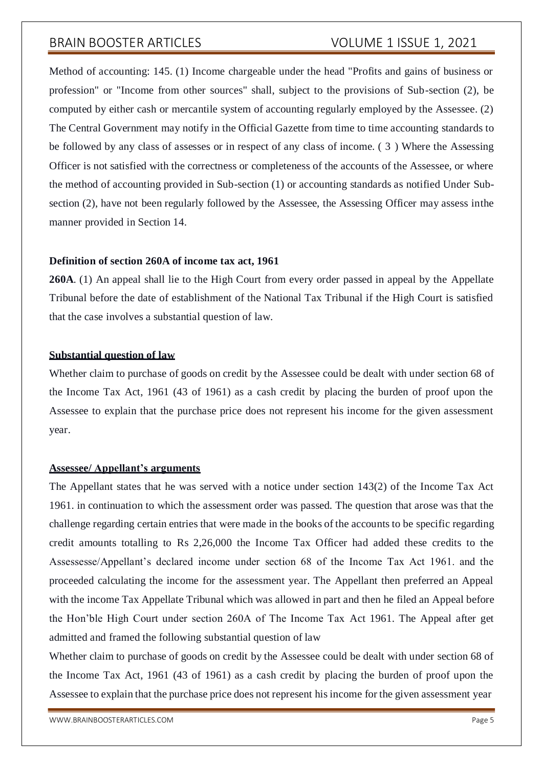Method of accounting: 145. (1) Income chargeable under the head "Profits and gains of business or profession" or "Income from other sources" shall, subject to the provisions of Sub-section (2), be computed by either cash or mercantile system of accounting regularly employed by the Assessee. (2) The Central Government may notify in the Official Gazette from time to time accounting standards to be followed by any class of assesses or in respect of any class of income. ( 3 ) Where the Assessing Officer is not satisfied with the correctness or completeness of the accounts of the Assessee, or where the method of accounting provided in Sub-section (1) or accounting standards as notified Under Sub-section (2), have not been regularly followed by the Assessee, the Assessing Officer may assess inthe manner provided in Section 14.

**Definition of section 260A of income tax act, 1961**

**260A**. (1) An appeal shall lie to the High Court from every order passed in appeal by the Appellate Tribunal before the date of establishment of the National Tax Tribunal if the High Court is satisfied that the case involves a substantial question of law.

**Substantial question of law**

Whether claim to purchase of goods on credit by the Assessee could be dealt with under section 68 of the Income Tax Act, 1961 (43 of 1961) as a cash credit by placing the burden of proof upon the Assessee to explain that the purchase price does not represent his income for the given assessment year.

**Assessee/ Appellant's arguments**

The Appellant states that he was served with a notice under section 143(2) of the Income Tax Act 1961. in continuation to which the assessment order was passed. The question that arose was that the challenge regarding certain entries that were made in the books of the accounts to be specific regarding credit amounts totalling to Rs 2,26,000 the Income Tax Officer had added these credits to the Assessesse/Appellant's declared income under section 68 of the Income Tax Act 1961. and the proceeded calculating the income for the assessment year. The Appellant then preferred an Appeal with the income Tax Appellate Tribunal which was allowed in part and then he filed an Appeal before the Hon'ble High Court under section 260A of The Income Tax Act 1961. The Appeal after get admitted and framed the following substantial question of law

Whether claim to purchase of goods on credit by the Assessee could be dealt with under section 68 of the Income Tax Act, 1961 (43 of 1961) as a cash credit by placing the burden of proof upon the Assessee to explain that the purchase price does not represent his income for the given assessment year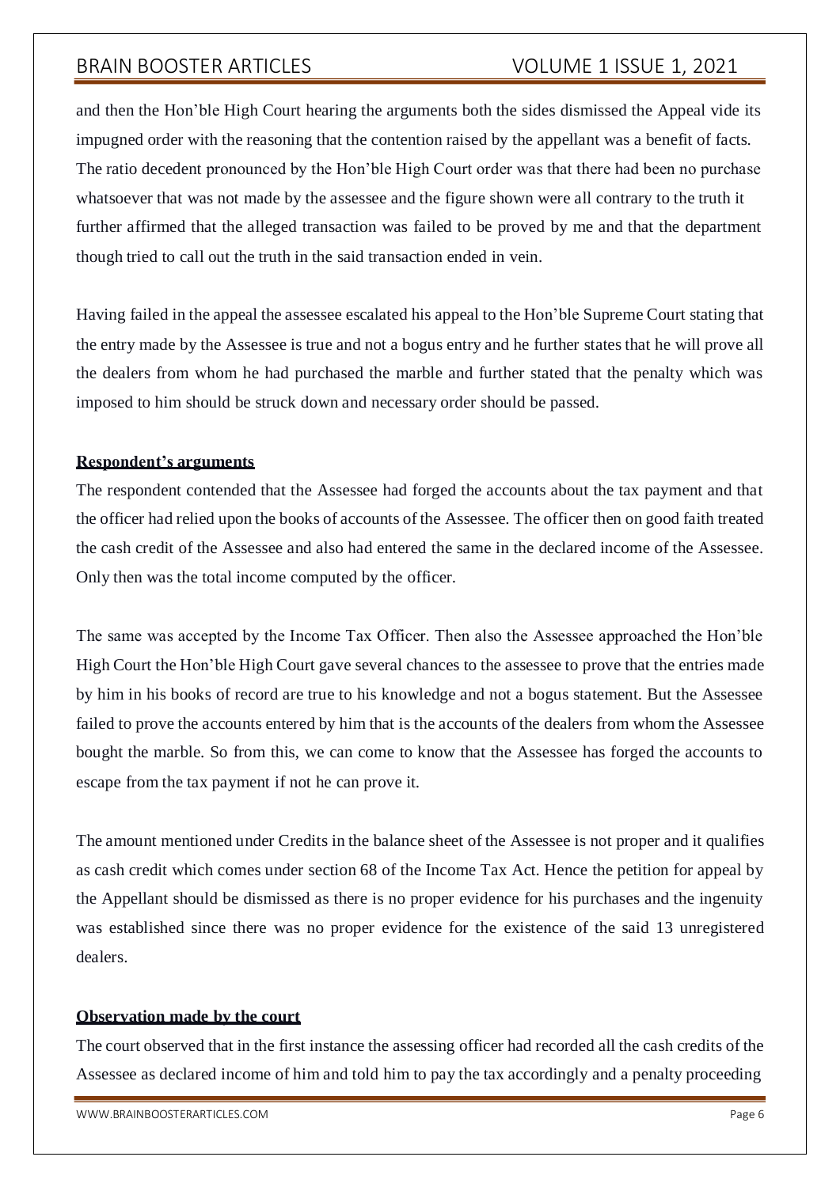and then the Hon'ble High Court hearing the arguments both the sides dismissed the Appeal vide its impugned order with the reasoning that the contention raised by the appellant was a benefit of facts. The ratio decedent pronounced by the Hon'ble High Court order was that there had been no purchase whatsoever that was not made by the assessee and the figure shown were all contrary to the truth it further affirmed that the alleged transaction was failed to be proved by me and that the department though tried to call out the truth in the said transaction ended in vein.

Having failed in the appeal the assessee escalated his appeal to the Hon'ble Supreme Court stating that the entry made by the Assessee is true and not a bogus entry and he further states that he will prove all the dealers from whom he had purchased the marble and further stated that the penalty which was imposed to him should be struck down and necessary order should be passed.

**Respondent's arguments**

The respondent contended that the Assessee had forged the accounts about the tax payment and that the officer had relied upon the books of accounts of the Assessee. The officer then on good faith treated the cash credit of the Assessee and also had entered the same in the declared income of the Assessee. Only then was the total income computed by the officer.

The same was accepted by the Income Tax Officer. Then also the Assessee approached the Hon'ble High Court the Hon'ble High Court gave several chances to the assessee to prove that the entries made by him in his books of record are true to his knowledge and not a bogus statement. But the Assessee failed to prove the accounts entered by him that is the accounts of the dealers from whom the Assessee bought the marble. So from this, we can come to know that the Assessee has forged the accounts to escape from the tax payment if not he can prove it.

The amount mentioned under Credits in the balance sheet of the Assessee is not proper and it qualifies as cash credit which comes under section 68 of the Income Tax Act. Hence the petition for appeal by the Appellant should be dismissed as there is no proper evidence for his purchases and the ingenuity was established since there was no proper evidence for the existence of the said 13 unregistered dealers.

**Observation made by the court**

The court observed that in the first instance the assessing officer had recorded all the cash credits of the Assessee as declared income of him and told him to pay the tax accordingly and a penalty proceeding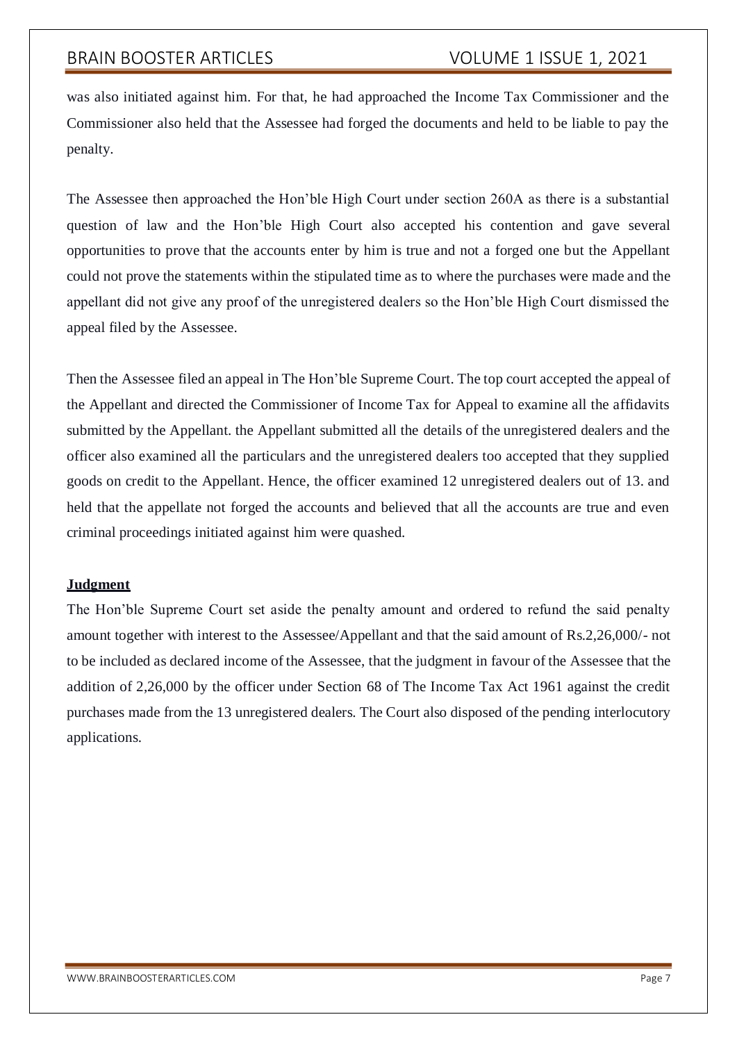was also initiated against him. For that, he had approached the Income Tax Commissioner and the Commissioner also held that the Assessee had forged the documents and held to be liable to pay the penalty.

The Assessee then approached the Hon'ble High Court under section 260A as there is a substantial question of law and the Hon'ble High Court also accepted his contention and gave several opportunities to prove that the accounts enter by him is true and not a forged one but the Appellant could not prove the statements within the stipulated time as to where the purchases were made and the appellant did not give any proof of the unregistered dealers so the Hon'ble High Court dismissed the appeal filed by the Assessee.

Then the Assessee filed an appeal in The Hon'ble Supreme Court. The top court accepted the appeal of the Appellant and directed the Commissioner of Income Tax for Appeal to examine all the affidavits submitted by the Appellant. the Appellant submitted all the details of the unregistered dealers and the officer also examined all the particulars and the unregistered dealers too accepted that they supplied goods on credit to the Appellant. Hence, the officer examined 12 unregistered dealers out of 13. and held that the appellate not forged the accounts and believed that all the accounts are true and even criminal proceedings initiated against him were quashed.

**Judgment**

The Hon'ble Supreme Court set aside the penalty amount and ordered to refund the said penalty amount together with interest to the Assessee/Appellant and that the said amount of Rs.2,26,000/- not to be included as declared income of the Assessee, that the judgment in favour of the Assessee that the addition of 2,26,000 by the officer under Section 68 of The Income Tax Act 1961 against the credit purchases made from the 13 unregistered dealers. The Court also disposed of the pending interlocutory applications.